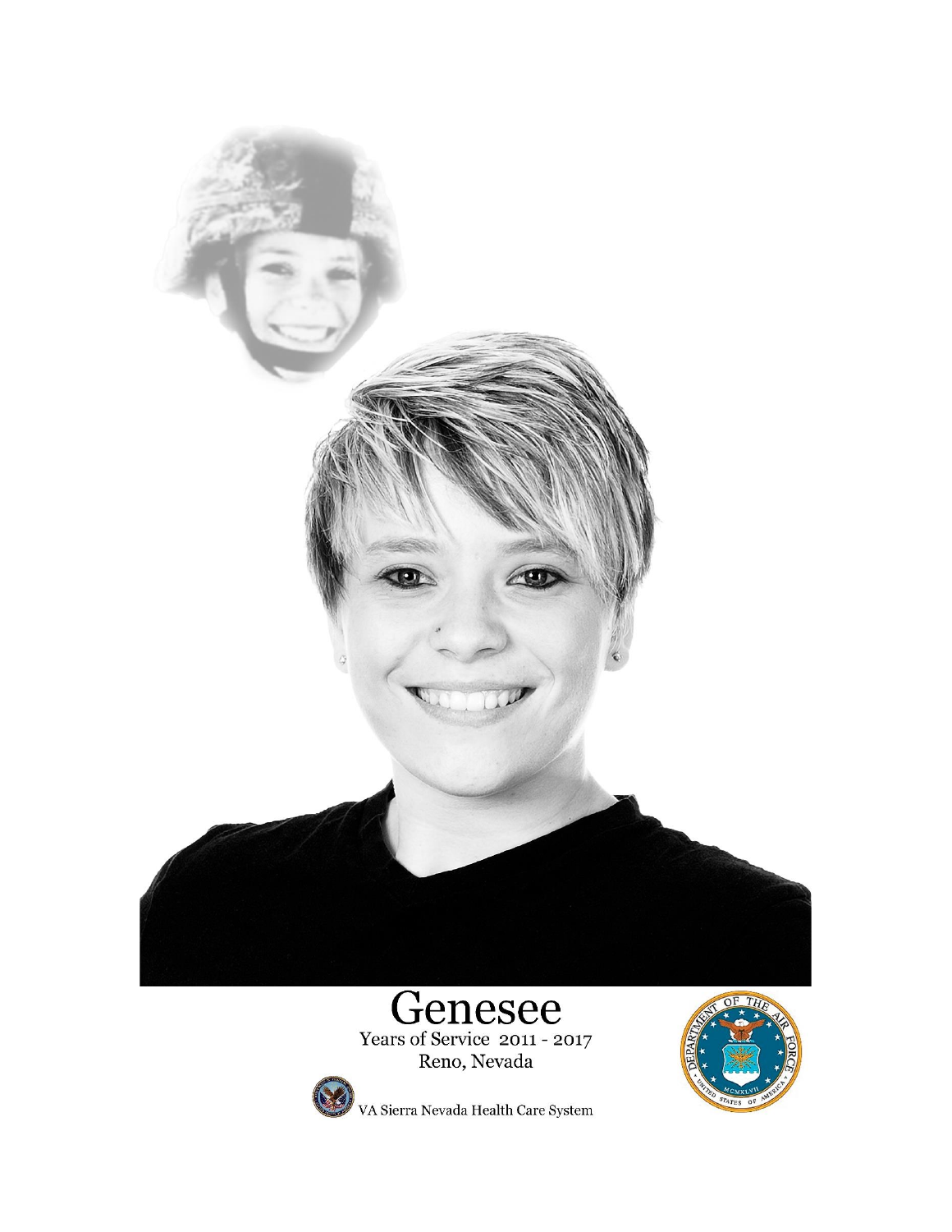# Genesee

Years of Service 2011 - 2017

Reno, Nevada

VA Sierra Nevada Health Care System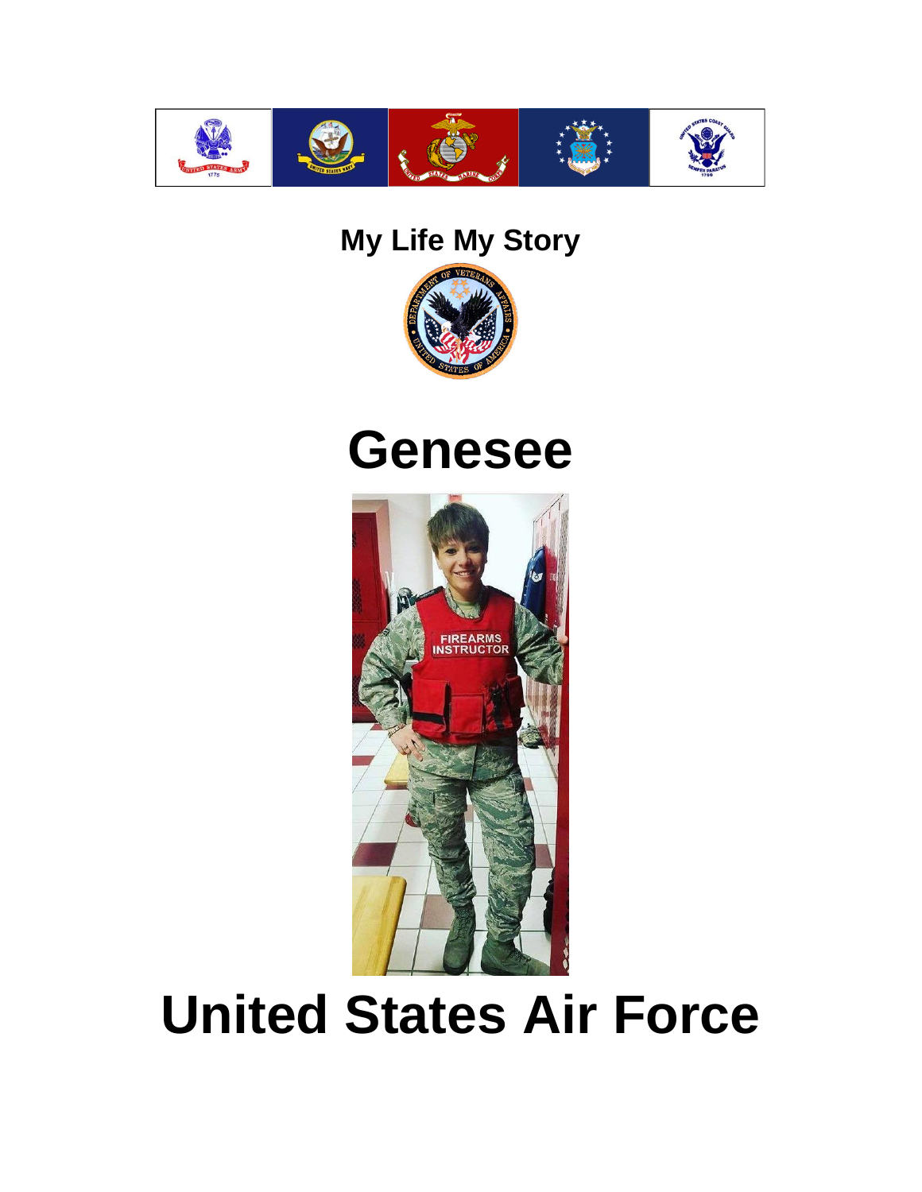## My Life My Story

# Genesee

# United States Air Force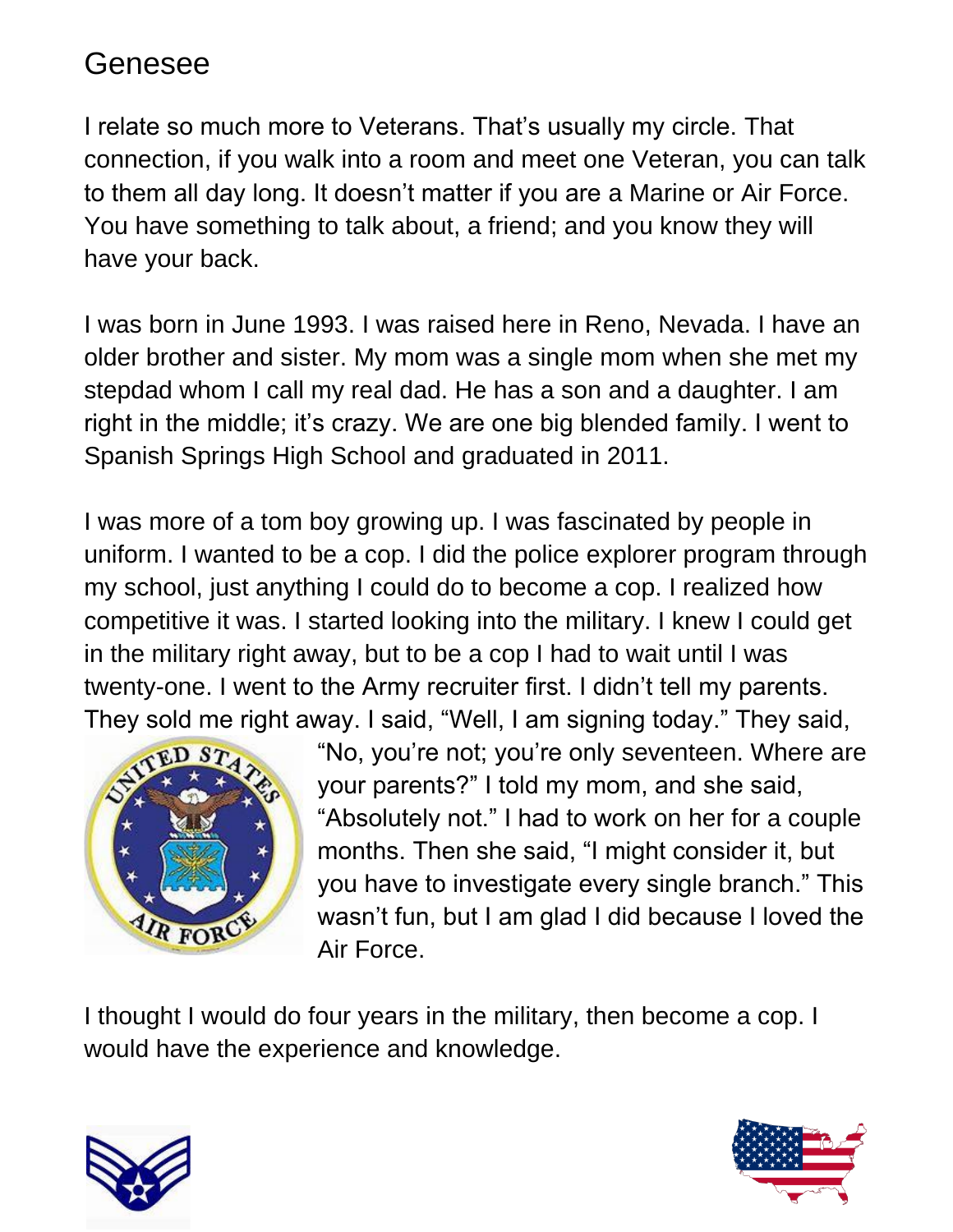# Genesee

I relate so much more to Veterans. That's usually my circle. That connection, if you walk into a room and meet one Veteran, you can talk to them all day long. It doesn't matter if you are a Marine or Air Force. You have something to talk about, a friend; and you know they will have your back.

I was born in June 1993. I was raised here in Reno, Nevada. I have an older brother and sister. My mom was a single mom when she met my stepdad whom I call my real dad. He has a son and a daughter. I am right in the middle; it's crazy. We are one big blended family. I went to Spanish Springs High School and graduated in 2011.

I was more of a tom boy growing up. I was fascinated by people in uniform. I wanted to be a cop. I did the police explorer program through my school, just anything I could do to become a cop. I realized how competitive it was. I started looking into the military. I knew I could get in the military right away, but to be a cop I had to wait until I was twenty-one. I went to the Army recruiter first. I didn't tell my parents. They sold me right away. I said, "Well, I am signing today." They said, "No, you're not; you're only seventeen. Where are your parents?" I told my mom, and she said, "Absolutely not." I had to work on her for a couple months. Then she said, "I might consider it, but you have to investigate every single branch." This wasn't fun, but I am glad I did because I loved the Air Force.

I thought I would do four years in the military, then become a cop. I would have the experience and knowledge.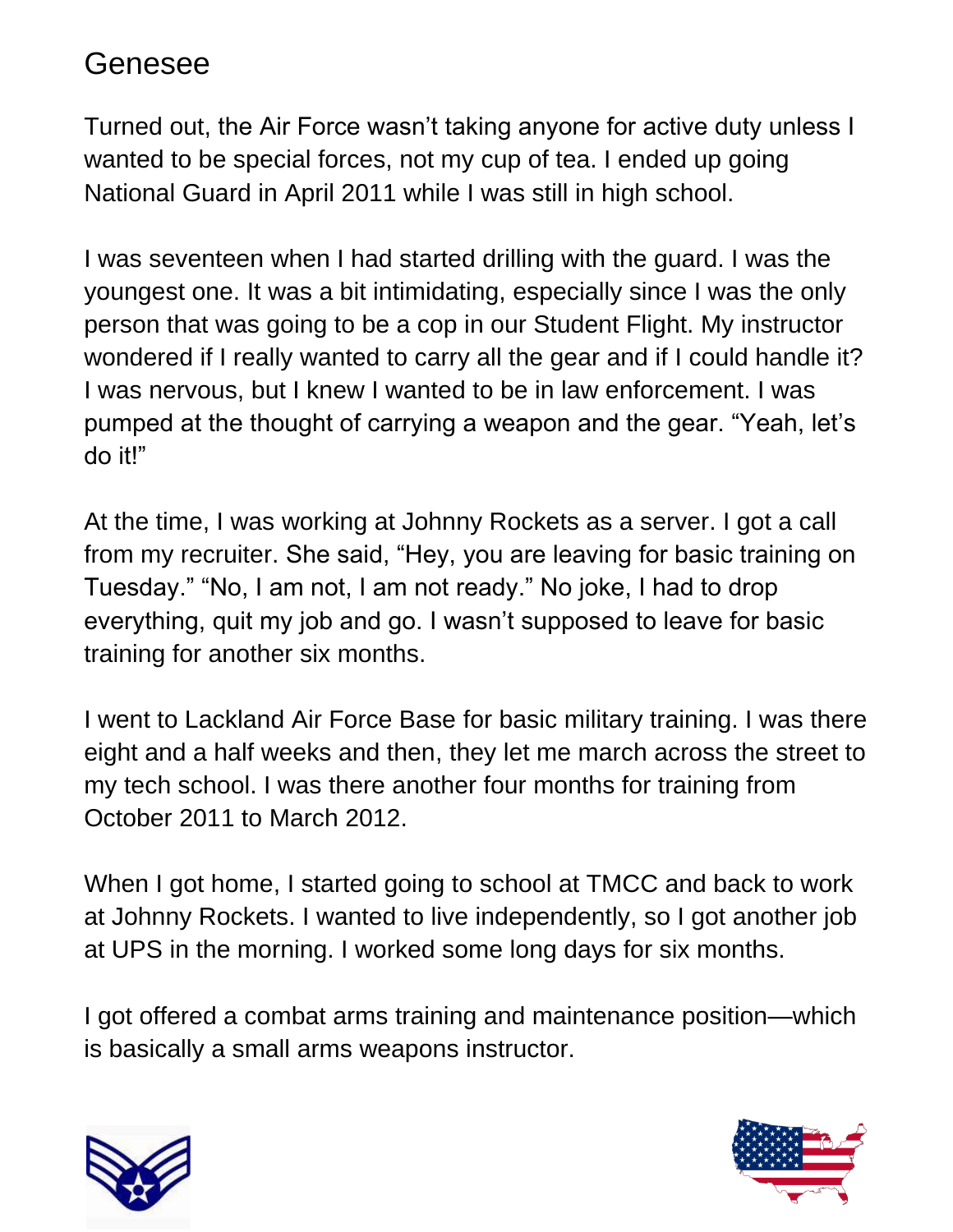# Genesee

Turned out, the Air Force wasn't taking anyone for active duty unless I wanted to be special forces, not my cup of tea. I ended up going National Guard in April 2011 while I was still in high school.

I was seventeen when I had started drilling with the guard. I was the youngest one. It was a bit intimidating, especially since I was the only person that was going to be a cop in our Student Flight. My instructor wondered if I really wanted to carry all the gear and if I could handle it? I was nervous, but I knew I wanted to be in law enforcement. I was pumped at the thought of carrying a weapon and the gear. "Yeah, let's do it!"

At the time, I was working at Johnny Rockets as a server. I got a call from my recruiter. She said, "Hey, you are leaving for basic training on Tuesday." "No, I am not, I am not ready." No joke, I had to drop everything, quit my job and go. I wasn't supposed to leave for basic training for another six months.

I went to Lackland Air Force Base for basic military training. I was there eight and a half weeks and then, they let me march across the street to my tech school. I was there another four months for training from October 2011 to March 2012.

When I got home, I started going to school at TMCC and back to work at Johnny Rockets. I wanted to live independently, so I got another job at UPS in the morning. I worked some long days for six months.

I got offered a combat arms training and maintenance position—which is basically a small arms weapons instructor.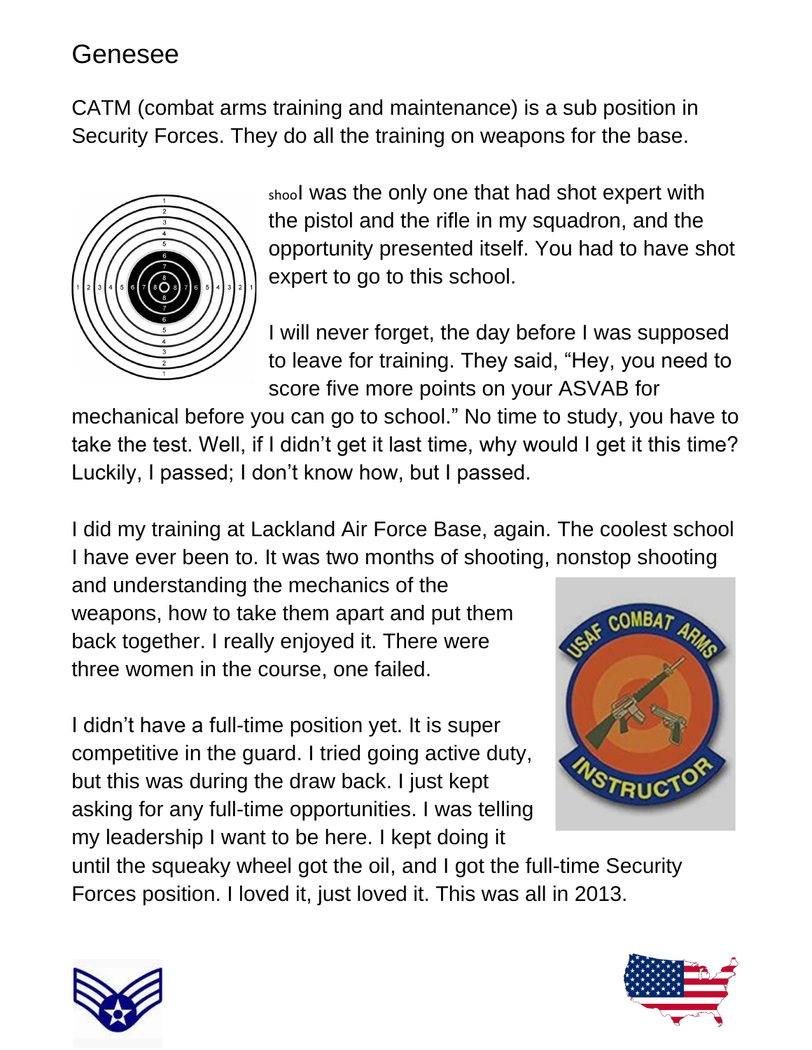# Genesee

CATM (combat arms training and maintenance) is a sub position in Security Forces. They do all the training on weapons for the base.

shoolI was the only one that had shot expert with the pistol and the rifle in my squadron, and the opportunity presented itself. You had to have shot expert to go to this school.

I will never forget, the day before I was supposed to leave for training. They said, "Hey, you need to score five more points on your ASVAB for mechanical before you can go to school." No time to study, you have to take the test. Well, if I didn't get it last time, why would I get it this time? Luckily, I passed; I don't know how, but I passed.

I did my training at Lackland Air Force Base, again. The coolest school I have ever been to. It was two months of shooting, nonstop shooting and understanding the mechanics of the weapons, how to take them apart and put them back together. I really enjoyed it. There were three women in the course, one failed.

I didn't have a full-time position yet. It is super competitive in the guard. I tried going active duty, but this was during the draw back. I just kept asking for any full-time opportunities. I was telling my leadership I want to be here. I kept doing it until the squeaky wheel got the oil, and I got the full-time Security Forces position. I loved it, just loved it. This was all in 2013.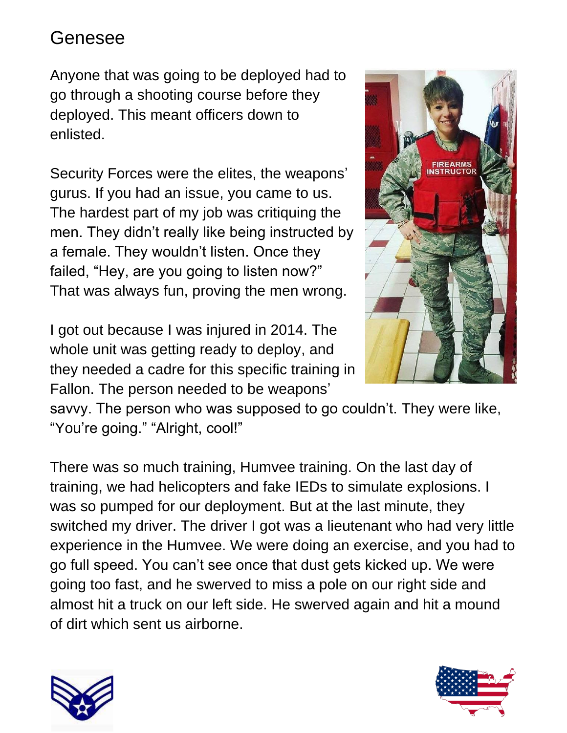# Genesee

Anyone that was going to be deployed had to go through a shooting course before they deployed. This meant officers down to enlisted.

Security Forces were the elites, the weapons' gurus. If you had an issue, you came to us. The hardest part of my job was critiquing the men. They didn't really like being instructed by a female. They wouldn't listen. Once they failed, "Hey, are you going to listen now?" That was always fun, proving the men wrong.

I got out because I was injured in 2014. The whole unit was getting ready to deploy, and they needed a cadre for this specific training in Fallon. The person needed to be weapons' savvy. The person who was supposed to go couldn't. They were like, "You're going." "Alright, cool!"

There was so much training, Humvee training. On the last day of training, we had helicopters and fake IEDs to simulate explosions. I was so pumped for our deployment. But at the last minute, they switched my driver. The driver I got was a lieutenant who had very little experience in the Humvee. We were doing an exercise, and you had to go full speed. You can't see once that dust gets kicked up. We were going too fast, and he swerved to miss a pole on our right side and almost hit a truck on our left side. He swerved again and hit a mound of dirt which sent us airborne.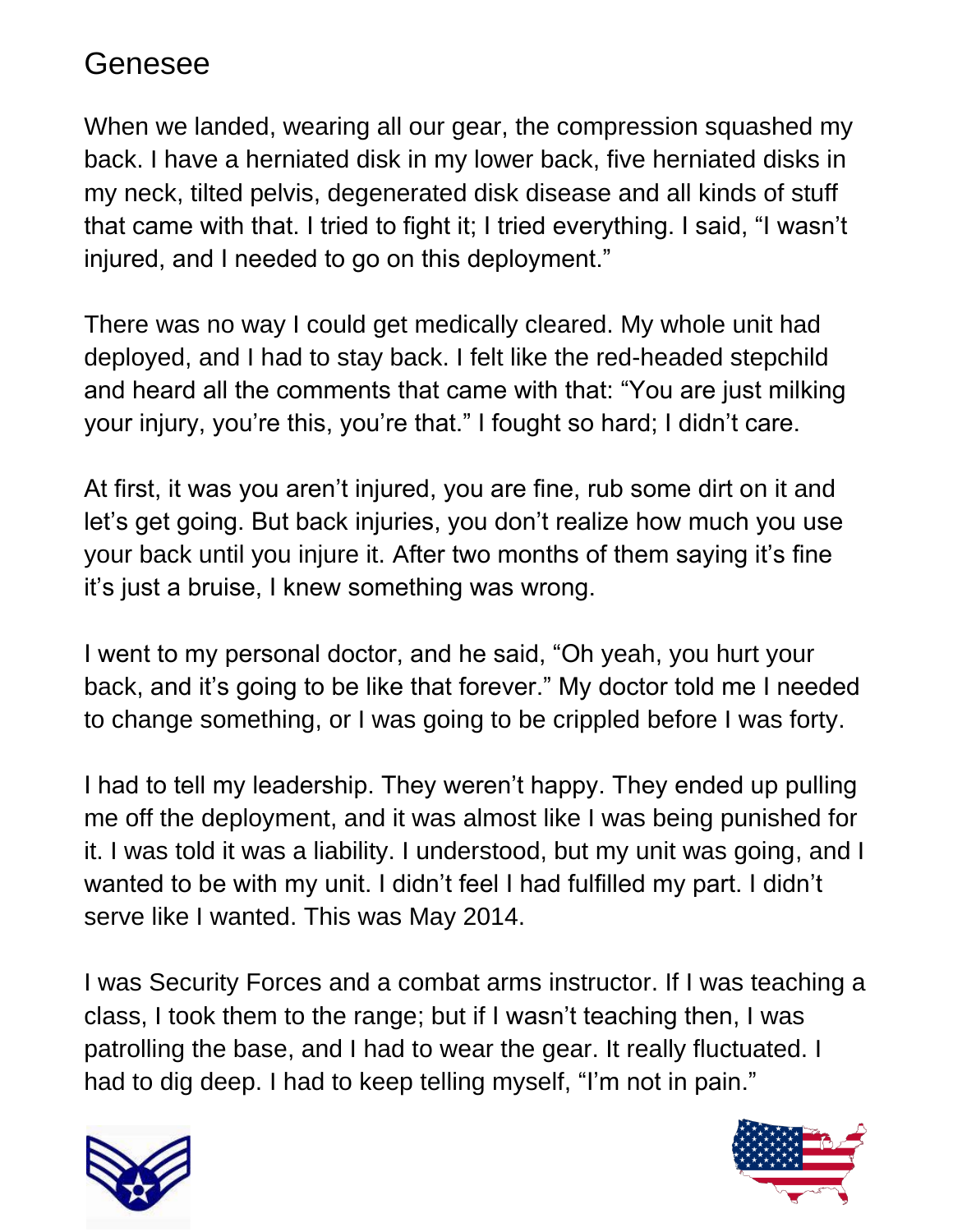# Genesee

When we landed, wearing all our gear, the compression squashed my back. I have a herniated disk in my lower back, five herniated disks in my neck, tilted pelvis, degenerated disk disease and all kinds of stuff that came with that. I tried to fight it; I tried everything. I said, “I wasn’t injured, and I needed to go on this deployment.”

There was no way I could get medically cleared. My whole unit had deployed, and I had to stay back. I felt like the red-headed stepchild and heard all the comments that came with that: “You are just milking your injury, you’re this, you’re that.” I fought so hard; I didn’t care.

At first, it was you aren’t injured, you are fine, rub some dirt on it and let’s get going. But back injuries, you don’t realize how much you use your back until you injure it. After two months of them saying it’s fine it’s just a bruise, I knew something was wrong.

I went to my personal doctor, and he said, “Oh yeah, you hurt your back, and it’s going to be like that forever.” My doctor told me I needed to change something, or I was going to be crippled before I was forty.

I had to tell my leadership. They weren’t happy. They ended up pulling me off the deployment, and it was almost like I was being punished for it. I was told it was a liability. I understood, but my unit was going, and I wanted to be with my unit. I didn’t feel I had fulfilled my part. I didn’t serve like I wanted. This was May 2014.

I was Security Forces and a combat arms instructor. If I was teaching a class, I took them to the range; but if I wasn’t teaching then, I was patrolling the base, and I had to wear the gear. It really fluctuated. I had to dig deep. I had to keep telling myself, “I’m not in pain.”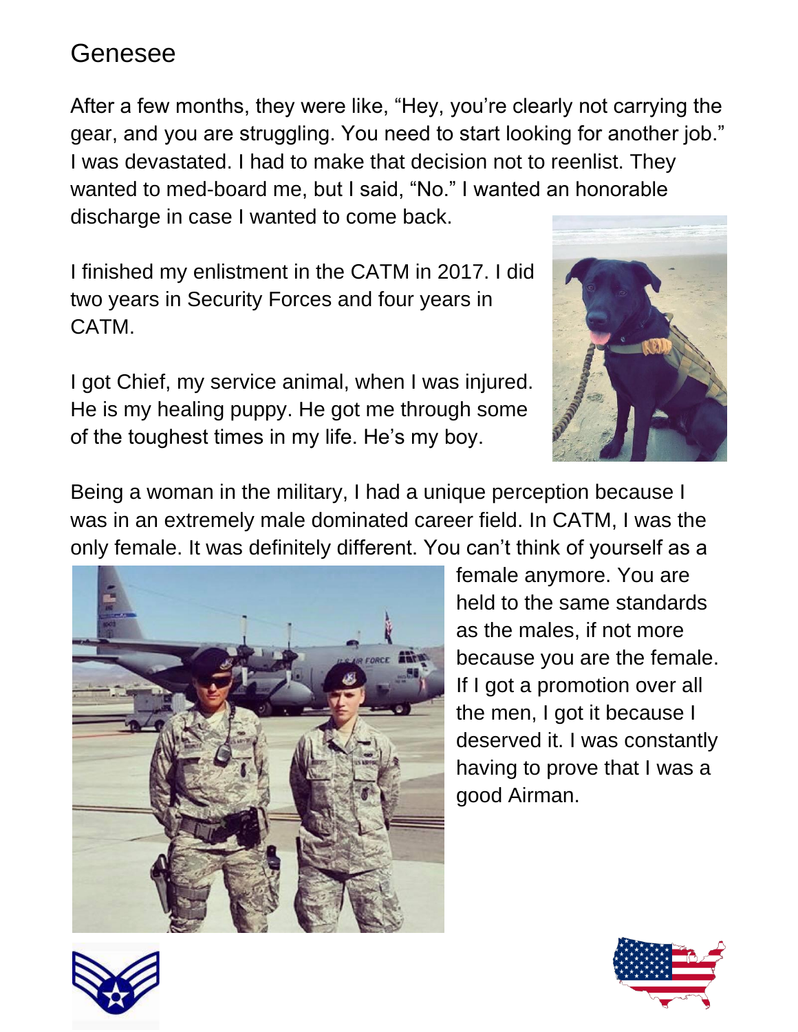## Genesee

After a few months, they were like, “Hey, you’re clearly not carrying the gear, and you are struggling. You need to start looking for another job.” I was devastated. I had to make that decision not to reenlist. They wanted to med-board me, but I said, “No.” I wanted an honorable discharge in case I wanted to come back.

I finished my enlistment in the CATM in 2017. I did two years in Security Forces and four years in CATM.

I got Chief, my service animal, when I was injured. He is my healing puppy. He got me through some of the toughest times in my life. He’s my boy.

Being a woman in the military, I had a unique perception because I was in an extremely male dominated career field. In CATM, I was the only female. It was definitely different. You can’t think of yourself as a female anymore. You are held to the same standards as the males, if not more because you are the female. If I got a promotion over all the men, I got it because I deserved it. I was constantly having to prove that I was a good Airman.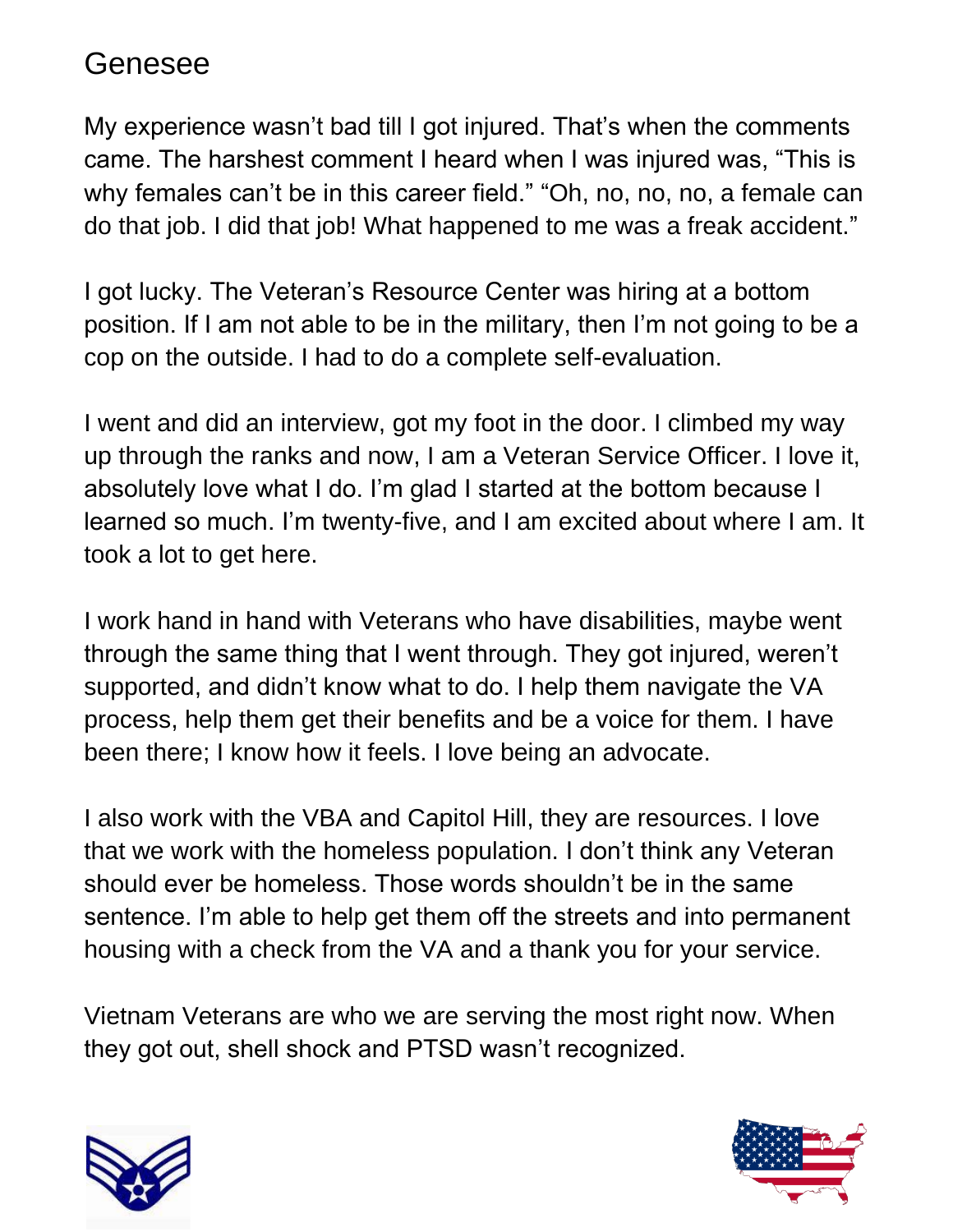# Genesee

My experience wasn't bad till I got injured. That's when the comments came. The harshest comment I heard when I was injured was, "This is why females can't be in this career field." "Oh, no, no, no, a female can do that job. I did that job! What happened to me was a freak accident."

I got lucky. The Veteran's Resource Center was hiring at a bottom position. If I am not able to be in the military, then I'm not going to be a cop on the outside. I had to do a complete self-evaluation.

I went and did an interview, got my foot in the door. I climbed my way up through the ranks and now, I am a Veteran Service Officer. I love it, absolutely love what I do. I'm glad I started at the bottom because I learned so much. I'm twenty-five, and I am excited about where I am. It took a lot to get here.

I work hand in hand with Veterans who have disabilities, maybe went through the same thing that I went through. They got injured, weren't supported, and didn't know what to do. I help them navigate the VA process, help them get their benefits and be a voice for them. I have been there; I know how it feels. I love being an advocate.

I also work with the VBA and Capitol Hill, they are resources. I love that we work with the homeless population. I don't think any Veteran should ever be homeless. Those words shouldn't be in the same sentence. I'm able to help get them off the streets and into permanent housing with a check from the VA and a thank you for your service.

Vietnam Veterans are who we are serving the most right now. When they got out, shell shock and PTSD wasn't recognized.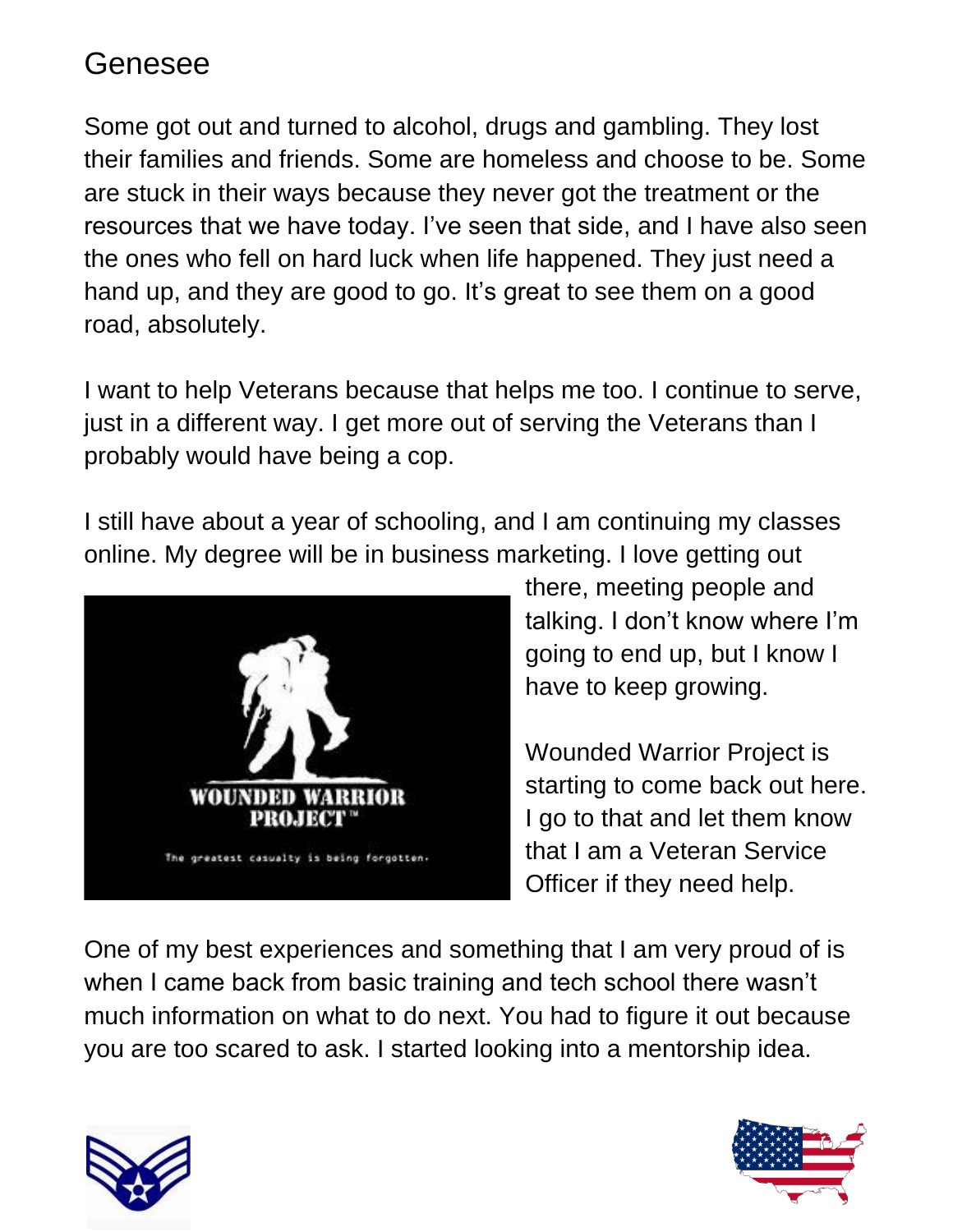# Genesee

Some got out and turned to alcohol, drugs and gambling. They lost their families and friends. Some are homeless and choose to be. Some are stuck in their ways because they never got the treatment or the resources that we have today. I've seen that side, and I have also seen the ones who fell on hard luck when life happened. They just need a hand up, and they are good to go. It's great to see them on a good road, absolutely.

I want to help Veterans because that helps me too. I continue to serve, just in a different way. I get more out of serving the Veterans than I probably would have being a cop.

I still have about a year of schooling, and I am continuing my classes online. My degree will be in business marketing. I love getting out there, meeting people and talking. I don't know where I'm going to end up, but I know I have to keep growing.

Wounded Warrior Project is starting to come back out here. I go to that and let them know that I am a Veteran Service Officer if they need help.

One of my best experiences and something that I am very proud of is when I came back from basic training and tech school there wasn't much information on what to do next. You had to figure it out because you are too scared to ask. I started looking into a mentorship idea.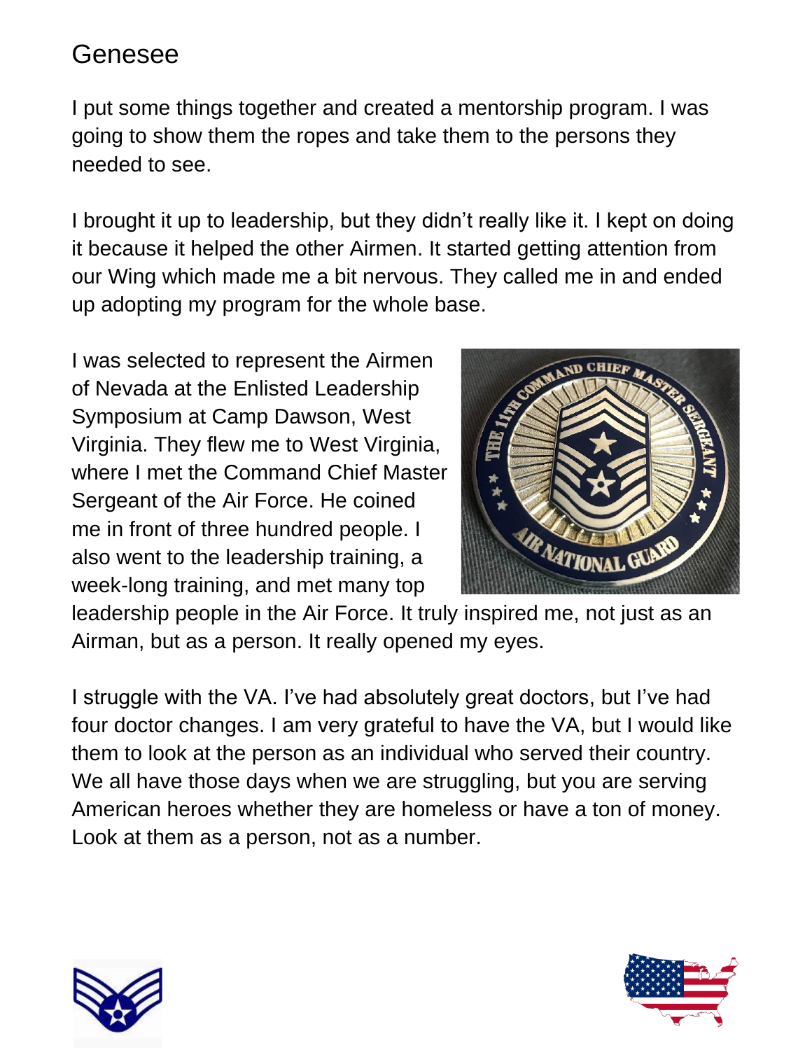# Genesee

I put some things together and created a mentorship program. I was going to show them the ropes and take them to the persons they needed to see.

I brought it up to leadership, but they didn't really like it. I kept on doing it because it helped the other Airmen. It started getting attention from our Wing which made me a bit nervous. They called me in and ended up adopting my program for the whole base.

I was selected to represent the Airmen of Nevada at the Enlisted Leadership Symposium at Camp Dawson, West Virginia. They flew me to West Virginia, where I met the Command Chief Master Sergeant of the Air Force. He coined me in front of three hundred people. I also went to the leadership training, a week-long training, and met many top leadership people in the Air Force. It truly inspired me, not just as an Airman, but as a person. It really opened my eyes.

I struggle with the VA. I've had absolutely great doctors, but I've had four doctor changes. I am very grateful to have the VA, but I would like them to look at the person as an individual who served their country. We all have those days when we are struggling, but you are serving American heroes whether they are homeless or have a ton of money. Look at them as a person, not as a number.